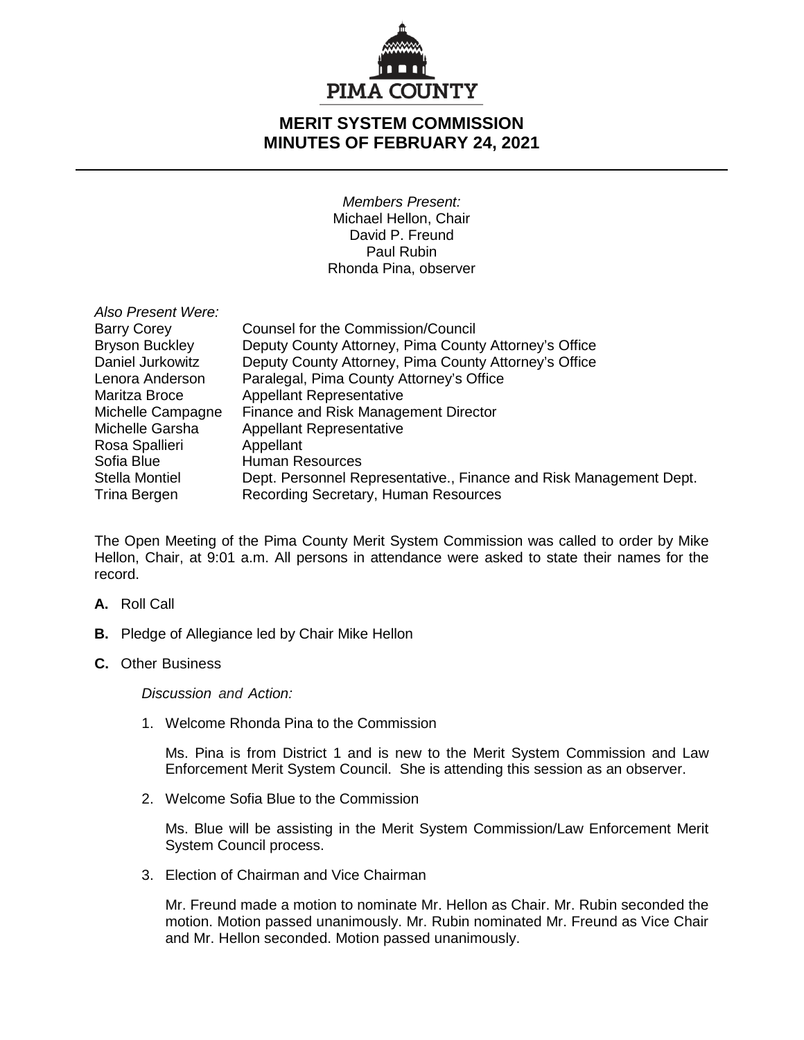# MERIT SYSTEM COMMISSION
# MINUTES OF FEBRUARY 24, 2021

*Members Present:*
Michael Hellon, Chair
David P. Freund
Paul Rubin
Rhonda Pina, observer

*Also Present Were:*

| | |
|---|---|
| Barry Corey | Counsel for the Commission/Council |
| Bryson Buckley | Deputy County Attorney, Pima County Attorney's Office |
| Daniel Jurkowitz | Deputy County Attorney, Pima County Attorney's Office |
| Lenora Anderson | Paralegal, Pima County Attorney's Office |
| Maritza Broce | Appellant Representative |
| Michelle Campagne | Finance and Risk Management Director |
| Michelle Garsha | Appellant Representative |
| Rosa Spallieri | Appellant |
| Sofia Blue | Human Resources |
| Stella Montiel | Dept. Personnel Representative., Finance and Risk Management Dept. |
| Trina Bergen | Recording Secretary, Human Resources |

The Open Meeting of the Pima County Merit System Commission was called to order by Mike Hellon, Chair, at 9:01 a.m. All persons in attendance were asked to state their names for the record.

**A.** Roll Call

**B.** Pledge of Allegiance led by Chair Mike Hellon

**C.** Other Business

*Discussion and Action:*

1. Welcome Rhonda Pina to the Commission

   Ms. Pina is from District 1 and is new to the Merit System Commission and Law Enforcement Merit System Council. She is attending this session as an observer.

2. Welcome Sofia Blue to the Commission

   Ms. Blue will be assisting in the Merit System Commission/Law Enforcement Merit System Council process.

3. Election of Chairman and Vice Chairman

   Mr. Freund made a motion to nominate Mr. Hellon as Chair. Mr. Rubin seconded the motion. Motion passed unanimously. Mr. Rubin nominated Mr. Freund as Vice Chair and Mr. Hellon seconded. Motion passed unanimously.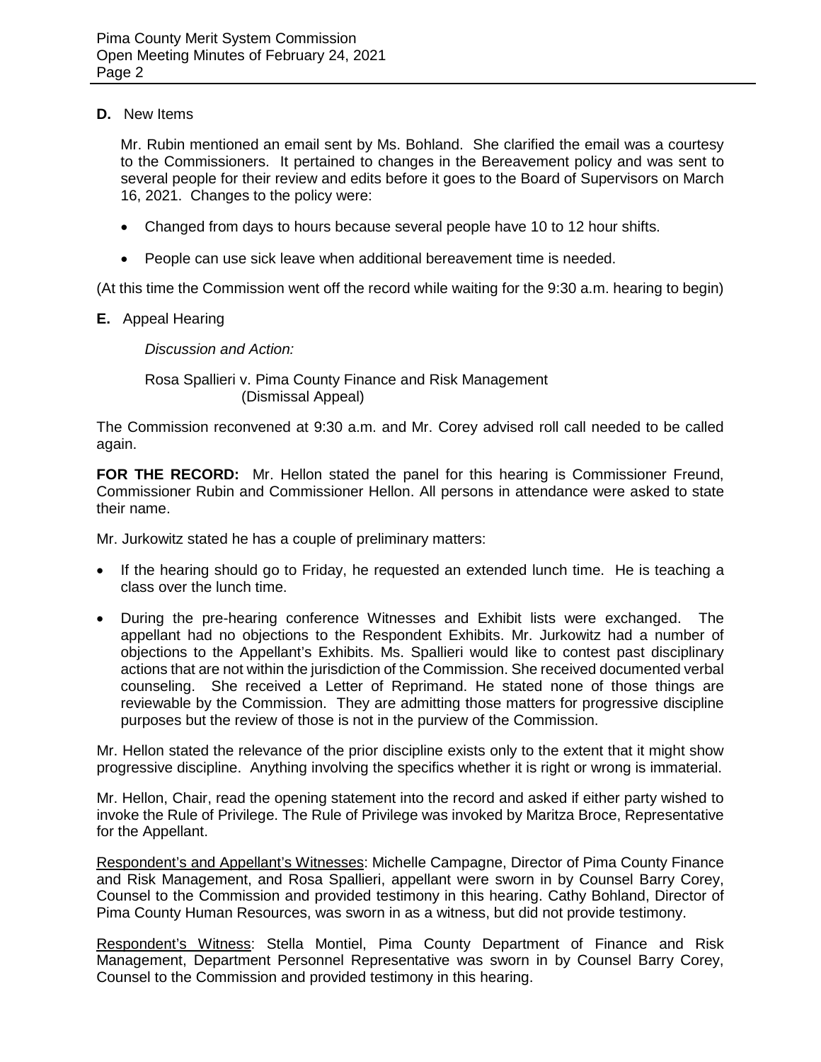**D.** New Items

Mr. Rubin mentioned an email sent by Ms. Bohland. She clarified the email was a courtesy to the Commissioners. It pertained to changes in the Bereavement policy and was sent to several people for their review and edits before it goes to the Board of Supervisors on March 16, 2021. Changes to the policy were:

- Changed from days to hours because several people have 10 to 12 hour shifts.
- People can use sick leave when additional bereavement time is needed.

(At this time the Commission went off the record while waiting for the 9:30 a.m. hearing to begin)

**E.** Appeal Hearing

*Discussion and Action:*

Rosa Spallieri v. Pima County Finance and Risk Management
(Dismissal Appeal)

The Commission reconvened at 9:30 a.m. and Mr. Corey advised roll call needed to be called again.

**FOR THE RECORD:** Mr. Hellon stated the panel for this hearing is Commissioner Freund, Commissioner Rubin and Commissioner Hellon. All persons in attendance were asked to state their name.

Mr. Jurkowitz stated he has a couple of preliminary matters:

- If the hearing should go to Friday, he requested an extended lunch time. He is teaching a class over the lunch time.
- During the pre-hearing conference Witnesses and Exhibit lists were exchanged. The appellant had no objections to the Respondent Exhibits. Mr. Jurkowitz had a number of objections to the Appellant's Exhibits. Ms. Spallieri would like to contest past disciplinary actions that are not within the jurisdiction of the Commission. She received documented verbal counseling. She received a Letter of Reprimand. He stated none of those things are reviewable by the Commission. They are admitting those matters for progressive discipline purposes but the review of those is not in the purview of the Commission.

Mr. Hellon stated the relevance of the prior discipline exists only to the extent that it might show progressive discipline. Anything involving the specifics whether it is right or wrong is immaterial.

Mr. Hellon, Chair, read the opening statement into the record and asked if either party wished to invoke the Rule of Privilege. The Rule of Privilege was invoked by Maritza Broce, Representative for the Appellant.

Respondent's and Appellant's Witnesses: Michelle Campagne, Director of Pima County Finance and Risk Management, and Rosa Spallieri, appellant were sworn in by Counsel Barry Corey, Counsel to the Commission and provided testimony in this hearing. Cathy Bohland, Director of Pima County Human Resources, was sworn in as a witness, but did not provide testimony.

Respondent's Witness: Stella Montiel, Pima County Department of Finance and Risk Management, Department Personnel Representative was sworn in by Counsel Barry Corey, Counsel to the Commission and provided testimony in this hearing.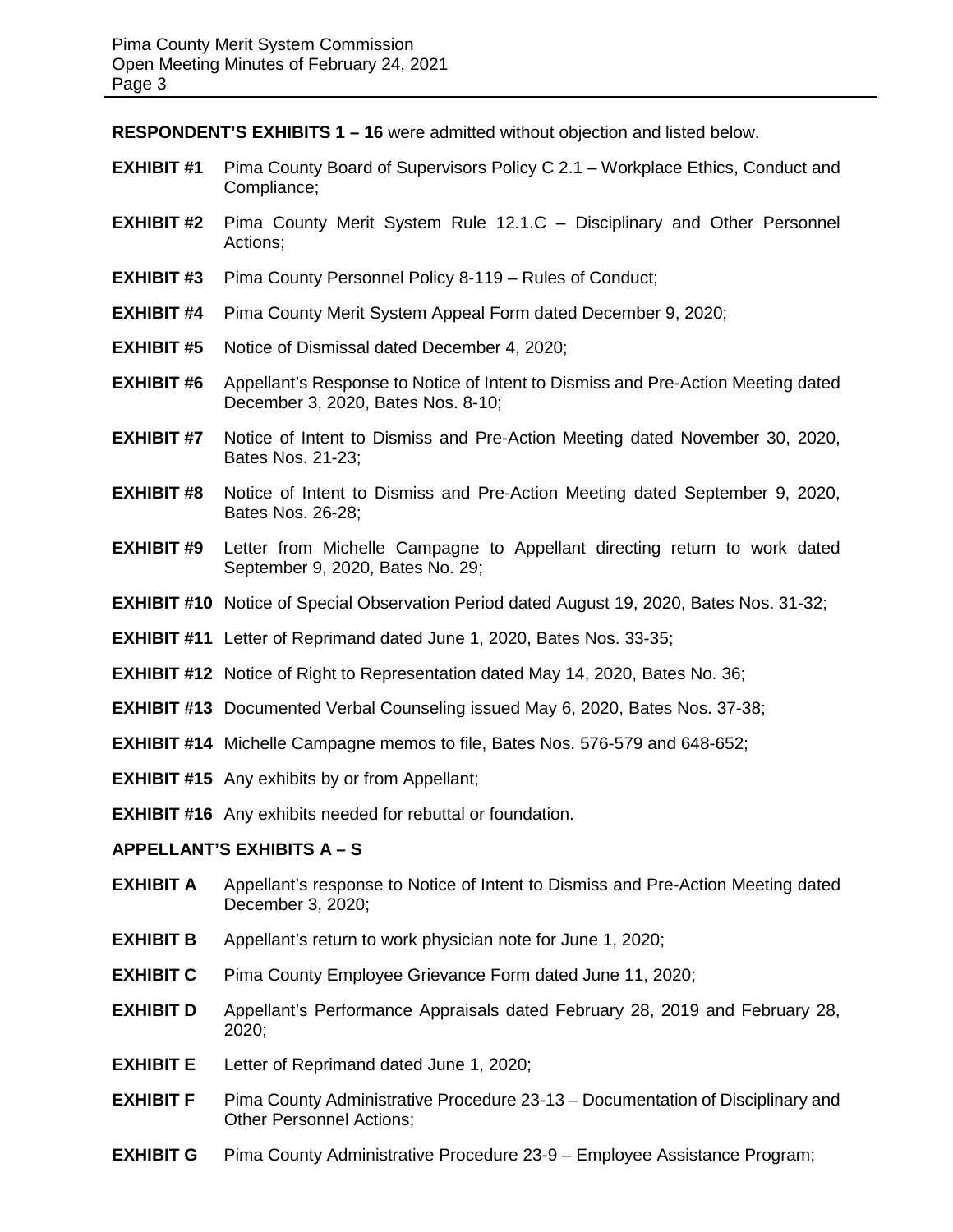**RESPONDENT'S EXHIBITS 1 – 16** were admitted without objection and listed below.

**EXHIBIT #1** Pima County Board of Supervisors Policy C 2.1 – Workplace Ethics, Conduct and Compliance;

**EXHIBIT #2** Pima County Merit System Rule 12.1.C – Disciplinary and Other Personnel Actions;

**EXHIBIT #3** Pima County Personnel Policy 8-119 – Rules of Conduct;

**EXHIBIT #4** Pima County Merit System Appeal Form dated December 9, 2020;

**EXHIBIT #5** Notice of Dismissal dated December 4, 2020;

**EXHIBIT #6** Appellant's Response to Notice of Intent to Dismiss and Pre-Action Meeting dated December 3, 2020, Bates Nos. 8-10;

**EXHIBIT #7** Notice of Intent to Dismiss and Pre-Action Meeting dated November 30, 2020, Bates Nos. 21-23;

**EXHIBIT #8** Notice of Intent to Dismiss and Pre-Action Meeting dated September 9, 2020, Bates Nos. 26-28;

**EXHIBIT #9** Letter from Michelle Campagne to Appellant directing return to work dated September 9, 2020, Bates No. 29;

**EXHIBIT #10** Notice of Special Observation Period dated August 19, 2020, Bates Nos. 31-32;

**EXHIBIT #11** Letter of Reprimand dated June 1, 2020, Bates Nos. 33-35;

**EXHIBIT #12** Notice of Right to Representation dated May 14, 2020, Bates No. 36;

**EXHIBIT #13** Documented Verbal Counseling issued May 6, 2020, Bates Nos. 37-38;

**EXHIBIT #14** Michelle Campagne memos to file, Bates Nos. 576-579 and 648-652;

**EXHIBIT #15** Any exhibits by or from Appellant;

**EXHIBIT #16** Any exhibits needed for rebuttal or foundation.

**APPELLANT'S EXHIBITS A – S**

**EXHIBIT A** Appellant's response to Notice of Intent to Dismiss and Pre-Action Meeting dated December 3, 2020;

**EXHIBIT B** Appellant's return to work physician note for June 1, 2020;

**EXHIBIT C** Pima County Employee Grievance Form dated June 11, 2020;

**EXHIBIT D** Appellant's Performance Appraisals dated February 28, 2019 and February 28, 2020;

**EXHIBIT E** Letter of Reprimand dated June 1, 2020;

**EXHIBIT F** Pima County Administrative Procedure 23-13 – Documentation of Disciplinary and Other Personnel Actions;

**EXHIBIT G** Pima County Administrative Procedure 23-9 – Employee Assistance Program;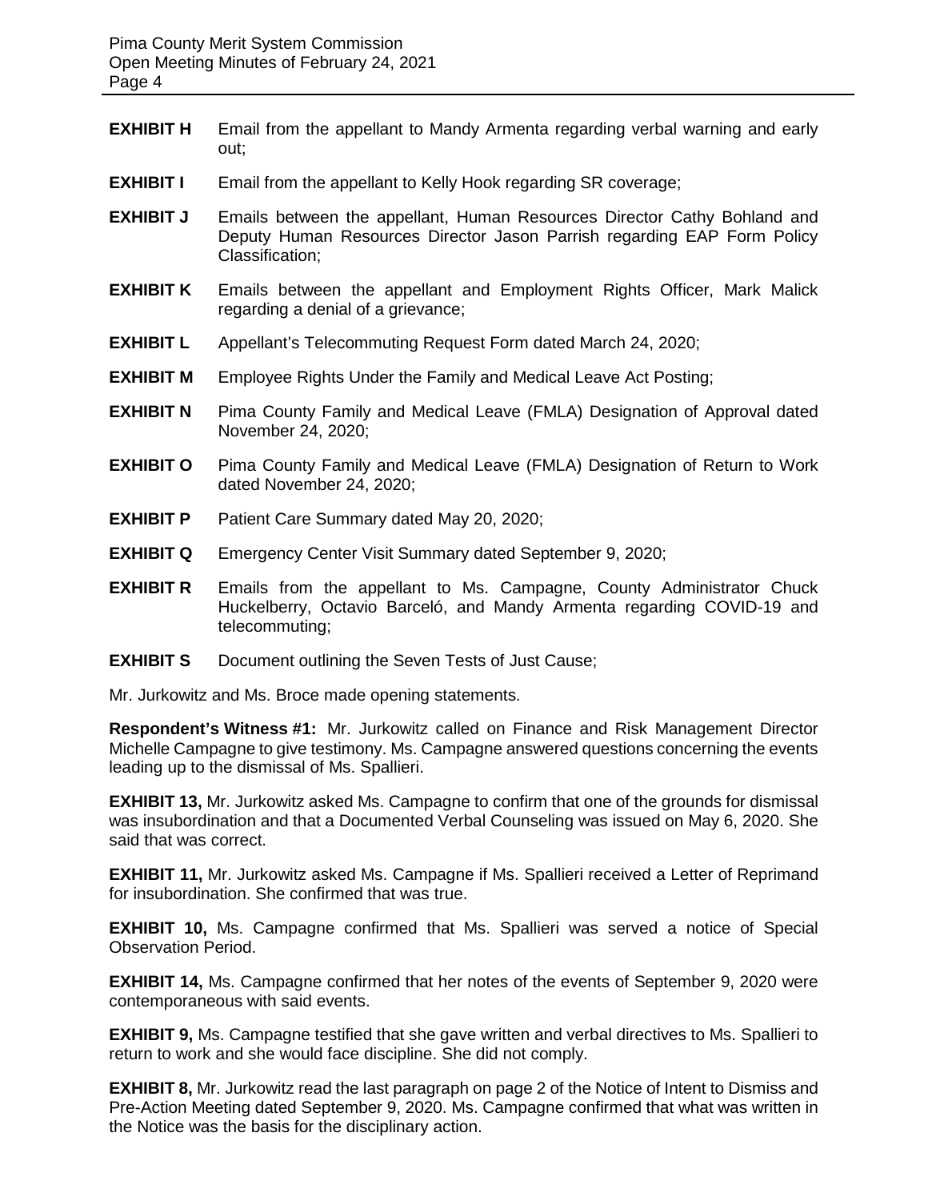**EXHIBIT H** Email from the appellant to Mandy Armenta regarding verbal warning and early out;

**EXHIBIT I** Email from the appellant to Kelly Hook regarding SR coverage;

**EXHIBIT J** Emails between the appellant, Human Resources Director Cathy Bohland and Deputy Human Resources Director Jason Parrish regarding EAP Form Policy Classification;

**EXHIBIT K** Emails between the appellant and Employment Rights Officer, Mark Malick regarding a denial of a grievance;

**EXHIBIT L** Appellant's Telecommuting Request Form dated March 24, 2020;

**EXHIBIT M** Employee Rights Under the Family and Medical Leave Act Posting;

**EXHIBIT N** Pima County Family and Medical Leave (FMLA) Designation of Approval dated November 24, 2020;

**EXHIBIT O** Pima County Family and Medical Leave (FMLA) Designation of Return to Work dated November 24, 2020;

**EXHIBIT P** Patient Care Summary dated May 20, 2020;

**EXHIBIT Q** Emergency Center Visit Summary dated September 9, 2020;

**EXHIBIT R** Emails from the appellant to Ms. Campagne, County Administrator Chuck Huckelberry, Octavio Barceló, and Mandy Armenta regarding COVID-19 and telecommuting;

**EXHIBIT S** Document outlining the Seven Tests of Just Cause;

Mr. Jurkowitz and Ms. Broce made opening statements.

**Respondent's Witness #1:** Mr. Jurkowitz called on Finance and Risk Management Director Michelle Campagne to give testimony. Ms. Campagne answered questions concerning the events leading up to the dismissal of Ms. Spallieri.

**EXHIBIT 13,** Mr. Jurkowitz asked Ms. Campagne to confirm that one of the grounds for dismissal was insubordination and that a Documented Verbal Counseling was issued on May 6, 2020. She said that was correct.

**EXHIBIT 11,** Mr. Jurkowitz asked Ms. Campagne if Ms. Spallieri received a Letter of Reprimand for insubordination. She confirmed that was true.

**EXHIBIT 10,** Ms. Campagne confirmed that Ms. Spallieri was served a notice of Special Observation Period.

**EXHIBIT 14,** Ms. Campagne confirmed that her notes of the events of September 9, 2020 were contemporaneous with said events.

**EXHIBIT 9,** Ms. Campagne testified that she gave written and verbal directives to Ms. Spallieri to return to work and she would face discipline. She did not comply.

**EXHIBIT 8,** Mr. Jurkowitz read the last paragraph on page 2 of the Notice of Intent to Dismiss and Pre-Action Meeting dated September 9, 2020. Ms. Campagne confirmed that what was written in the Notice was the basis for the disciplinary action.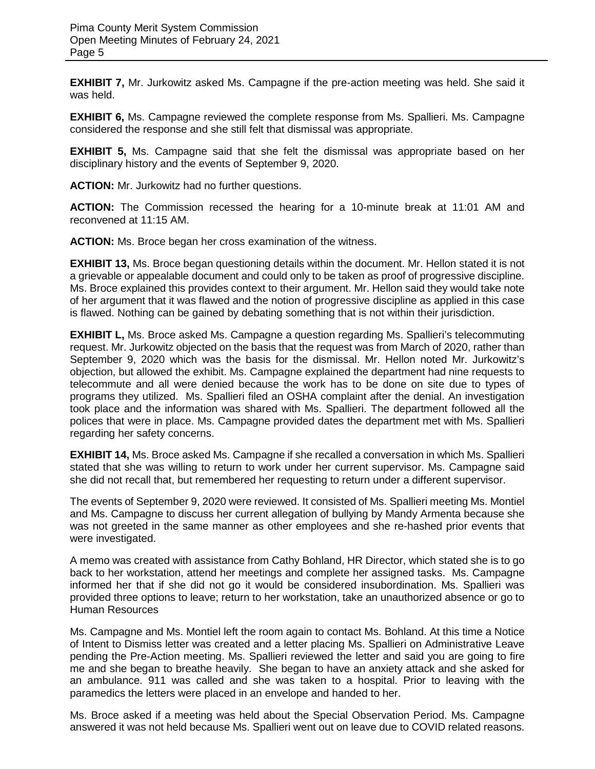**EXHIBIT 7,** Mr. Jurkowitz asked Ms. Campagne if the pre-action meeting was held. She said it was held.

**EXHIBIT 6,** Ms. Campagne reviewed the complete response from Ms. Spallieri. Ms. Campagne considered the response and she still felt that dismissal was appropriate.

**EXHIBIT 5,** Ms. Campagne said that she felt the dismissal was appropriate based on her disciplinary history and the events of September 9, 2020.

**ACTION:** Mr. Jurkowitz had no further questions.

**ACTION:** The Commission recessed the hearing for a 10-minute break at 11:01 AM and reconvened at 11:15 AM.

**ACTION:** Ms. Broce began her cross examination of the witness.

**EXHIBIT 13,** Ms. Broce began questioning details within the document. Mr. Hellon stated it is not a grievable or appealable document and could only to be taken as proof of progressive discipline. Ms. Broce explained this provides context to their argument. Mr. Hellon said they would take note of her argument that it was flawed and the notion of progressive discipline as applied in this case is flawed. Nothing can be gained by debating something that is not within their jurisdiction.

**EXHIBIT L,** Ms. Broce asked Ms. Campagne a question regarding Ms. Spallieri's telecommuting request. Mr. Jurkowitz objected on the basis that the request was from March of 2020, rather than September 9, 2020 which was the basis for the dismissal. Mr. Hellon noted Mr. Jurkowitz's objection, but allowed the exhibit. Ms. Campagne explained the department had nine requests to telecommute and all were denied because the work has to be done on site due to types of programs they utilized. Ms. Spallieri filed an OSHA complaint after the denial. An investigation took place and the information was shared with Ms. Spallieri. The department followed all the polices that were in place. Ms. Campagne provided dates the department met with Ms. Spallieri regarding her safety concerns.

**EXHIBIT 14,** Ms. Broce asked Ms. Campagne if she recalled a conversation in which Ms. Spallieri stated that she was willing to return to work under her current supervisor. Ms. Campagne said she did not recall that, but remembered her requesting to return under a different supervisor.

The events of September 9, 2020 were reviewed. It consisted of Ms. Spallieri meeting Ms. Montiel and Ms. Campagne to discuss her current allegation of bullying by Mandy Armenta because she was not greeted in the same manner as other employees and she re-hashed prior events that were investigated.

A memo was created with assistance from Cathy Bohland, HR Director, which stated she is to go back to her workstation, attend her meetings and complete her assigned tasks. Ms. Campagne informed her that if she did not go it would be considered insubordination. Ms. Spallieri was provided three options to leave; return to her workstation, take an unauthorized absence or go to Human Resources

Ms. Campagne and Ms. Montiel left the room again to contact Ms. Bohland. At this time a Notice of Intent to Dismiss letter was created and a letter placing Ms. Spallieri on Administrative Leave pending the Pre-Action meeting. Ms. Spallieri reviewed the letter and said you are going to fire me and she began to breathe heavily. She began to have an anxiety attack and she asked for an ambulance. 911 was called and she was taken to a hospital. Prior to leaving with the paramedics the letters were placed in an envelope and handed to her.

Ms. Broce asked if a meeting was held about the Special Observation Period. Ms. Campagne answered it was not held because Ms. Spallieri went out on leave due to COVID related reasons.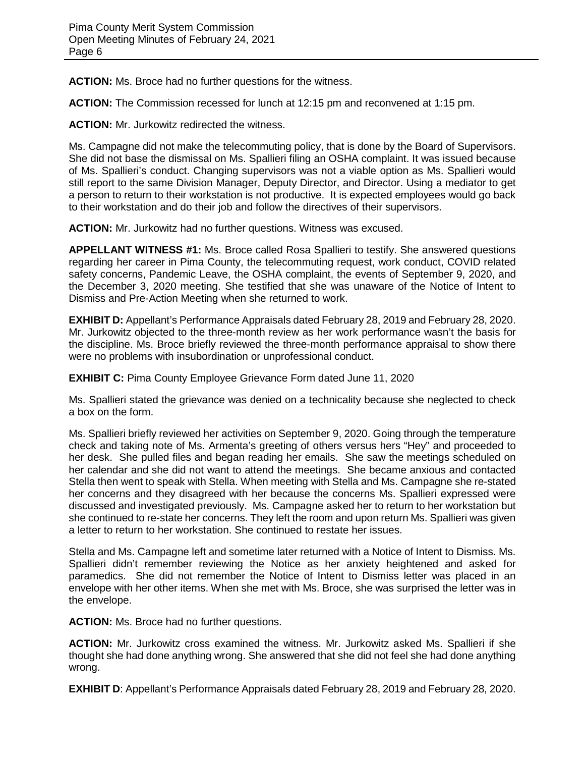**ACTION:** Ms. Broce had no further questions for the witness.

**ACTION:** The Commission recessed for lunch at 12:15 pm and reconvened at 1:15 pm.

**ACTION:** Mr. Jurkowitz redirected the witness.

Ms. Campagne did not make the telecommuting policy, that is done by the Board of Supervisors. She did not base the dismissal on Ms. Spallieri filing an OSHA complaint. It was issued because of Ms. Spallieri's conduct. Changing supervisors was not a viable option as Ms. Spallieri would still report to the same Division Manager, Deputy Director, and Director. Using a mediator to get a person to return to their workstation is not productive. It is expected employees would go back to their workstation and do their job and follow the directives of their supervisors.

**ACTION:** Mr. Jurkowitz had no further questions. Witness was excused.

**APPELLANT WITNESS #1:** Ms. Broce called Rosa Spallieri to testify. She answered questions regarding her career in Pima County, the telecommuting request, work conduct, COVID related safety concerns, Pandemic Leave, the OSHA complaint, the events of September 9, 2020, and the December 3, 2020 meeting. She testified that she was unaware of the Notice of Intent to Dismiss and Pre-Action Meeting when she returned to work.

**EXHIBIT D:** Appellant's Performance Appraisals dated February 28, 2019 and February 28, 2020. Mr. Jurkowitz objected to the three-month review as her work performance wasn't the basis for the discipline. Ms. Broce briefly reviewed the three-month performance appraisal to show there were no problems with insubordination or unprofessional conduct.

**EXHIBIT C:** Pima County Employee Grievance Form dated June 11, 2020

Ms. Spallieri stated the grievance was denied on a technicality because she neglected to check a box on the form.

Ms. Spallieri briefly reviewed her activities on September 9, 2020. Going through the temperature check and taking note of Ms. Armenta's greeting of others versus hers "Hey" and proceeded to her desk. She pulled files and began reading her emails. She saw the meetings scheduled on her calendar and she did not want to attend the meetings. She became anxious and contacted Stella then went to speak with Stella. When meeting with Stella and Ms. Campagne she re-stated her concerns and they disagreed with her because the concerns Ms. Spallieri expressed were discussed and investigated previously. Ms. Campagne asked her to return to her workstation but she continued to re-state her concerns. They left the room and upon return Ms. Spallieri was given a letter to return to her workstation. She continued to restate her issues.

Stella and Ms. Campagne left and sometime later returned with a Notice of Intent to Dismiss. Ms. Spallieri didn't remember reviewing the Notice as her anxiety heightened and asked for paramedics. She did not remember the Notice of Intent to Dismiss letter was placed in an envelope with her other items. When she met with Ms. Broce, she was surprised the letter was in the envelope.

**ACTION:** Ms. Broce had no further questions.

**ACTION:** Mr. Jurkowitz cross examined the witness. Mr. Jurkowitz asked Ms. Spallieri if she thought she had done anything wrong. She answered that she did not feel she had done anything wrong.

**EXHIBIT D**: Appellant's Performance Appraisals dated February 28, 2019 and February 28, 2020.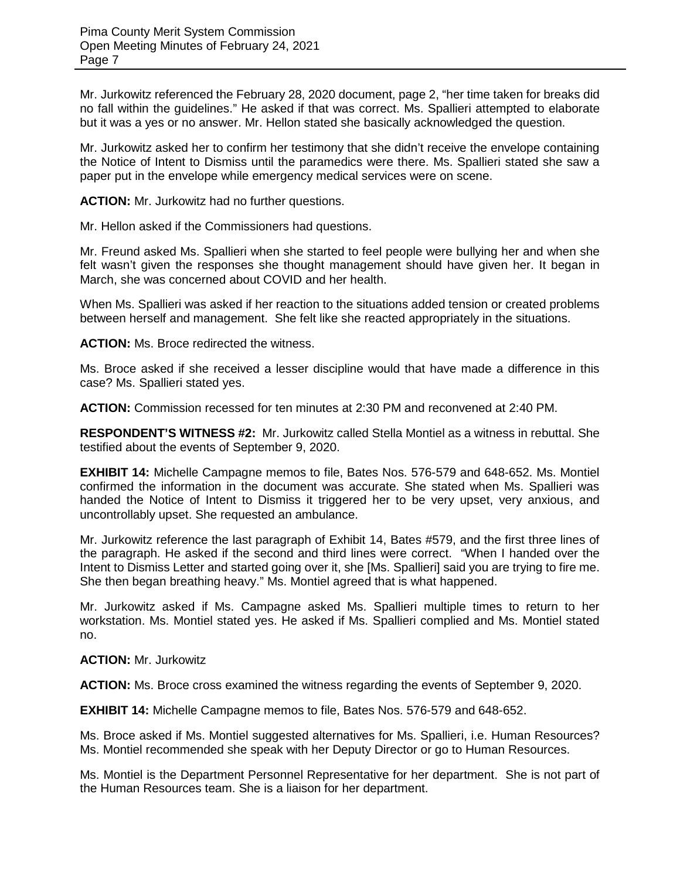Mr. Jurkowitz referenced the February 28, 2020 document, page 2, "her time taken for breaks did no fall within the guidelines." He asked if that was correct. Ms. Spallieri attempted to elaborate but it was a yes or no answer. Mr. Hellon stated she basically acknowledged the question.

Mr. Jurkowitz asked her to confirm her testimony that she didn't receive the envelope containing the Notice of Intent to Dismiss until the paramedics were there. Ms. Spallieri stated she saw a paper put in the envelope while emergency medical services were on scene.

**ACTION:** Mr. Jurkowitz had no further questions.

Mr. Hellon asked if the Commissioners had questions.

Mr. Freund asked Ms. Spallieri when she started to feel people were bullying her and when she felt wasn't given the responses she thought management should have given her. It began in March, she was concerned about COVID and her health.

When Ms. Spallieri was asked if her reaction to the situations added tension or created problems between herself and management. She felt like she reacted appropriately in the situations.

**ACTION:** Ms. Broce redirected the witness.

Ms. Broce asked if she received a lesser discipline would that have made a difference in this case? Ms. Spallieri stated yes.

**ACTION:** Commission recessed for ten minutes at 2:30 PM and reconvened at 2:40 PM.

**RESPONDENT'S WITNESS #2:** Mr. Jurkowitz called Stella Montiel as a witness in rebuttal. She testified about the events of September 9, 2020.

**EXHIBIT 14:** Michelle Campagne memos to file, Bates Nos. 576-579 and 648-652. Ms. Montiel confirmed the information in the document was accurate. She stated when Ms. Spallieri was handed the Notice of Intent to Dismiss it triggered her to be very upset, very anxious, and uncontrollably upset. She requested an ambulance.

Mr. Jurkowitz reference the last paragraph of Exhibit 14, Bates #579, and the first three lines of the paragraph. He asked if the second and third lines were correct. "When I handed over the Intent to Dismiss Letter and started going over it, she [Ms. Spallieri] said you are trying to fire me. She then began breathing heavy." Ms. Montiel agreed that is what happened.

Mr. Jurkowitz asked if Ms. Campagne asked Ms. Spallieri multiple times to return to her workstation. Ms. Montiel stated yes. He asked if Ms. Spallieri complied and Ms. Montiel stated no.

**ACTION:** Mr. Jurkowitz

**ACTION:** Ms. Broce cross examined the witness regarding the events of September 9, 2020.

**EXHIBIT 14:** Michelle Campagne memos to file, Bates Nos. 576-579 and 648-652.

Ms. Broce asked if Ms. Montiel suggested alternatives for Ms. Spallieri, i.e. Human Resources? Ms. Montiel recommended she speak with her Deputy Director or go to Human Resources.

Ms. Montiel is the Department Personnel Representative for her department. She is not part of the Human Resources team. She is a liaison for her department.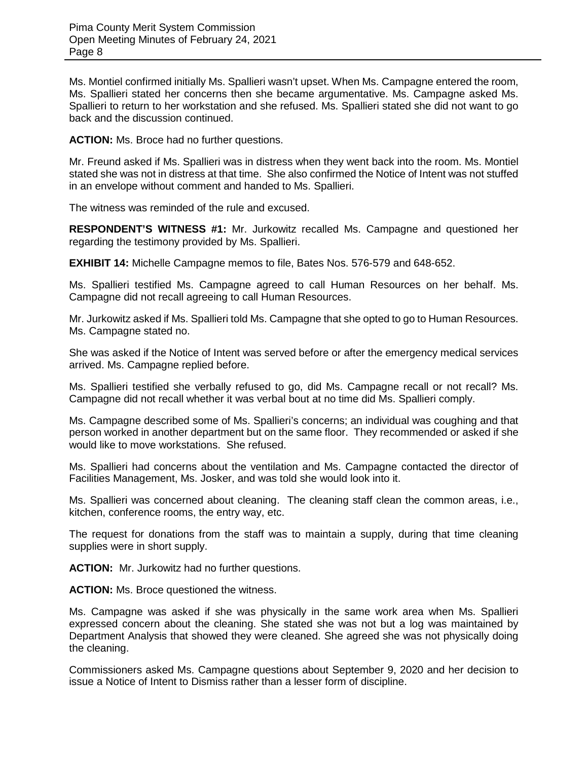Ms. Montiel confirmed initially Ms. Spallieri wasn't upset. When Ms. Campagne entered the room, Ms. Spallieri stated her concerns then she became argumentative. Ms. Campagne asked Ms. Spallieri to return to her workstation and she refused. Ms. Spallieri stated she did not want to go back and the discussion continued.

**ACTION:** Ms. Broce had no further questions.

Mr. Freund asked if Ms. Spallieri was in distress when they went back into the room. Ms. Montiel stated she was not in distress at that time. She also confirmed the Notice of Intent was not stuffed in an envelope without comment and handed to Ms. Spallieri.

The witness was reminded of the rule and excused.

**RESPONDENT'S WITNESS #1:** Mr. Jurkowitz recalled Ms. Campagne and questioned her regarding the testimony provided by Ms. Spallieri.

**EXHIBIT 14:** Michelle Campagne memos to file, Bates Nos. 576-579 and 648-652.

Ms. Spallieri testified Ms. Campagne agreed to call Human Resources on her behalf. Ms. Campagne did not recall agreeing to call Human Resources.

Mr. Jurkowitz asked if Ms. Spallieri told Ms. Campagne that she opted to go to Human Resources. Ms. Campagne stated no.

She was asked if the Notice of Intent was served before or after the emergency medical services arrived. Ms. Campagne replied before.

Ms. Spallieri testified she verbally refused to go, did Ms. Campagne recall or not recall? Ms. Campagne did not recall whether it was verbal bout at no time did Ms. Spallieri comply.

Ms. Campagne described some of Ms. Spallieri's concerns; an individual was coughing and that person worked in another department but on the same floor. They recommended or asked if she would like to move workstations. She refused.

Ms. Spallieri had concerns about the ventilation and Ms. Campagne contacted the director of Facilities Management, Ms. Josker, and was told she would look into it.

Ms. Spallieri was concerned about cleaning. The cleaning staff clean the common areas, i.e., kitchen, conference rooms, the entry way, etc.

The request for donations from the staff was to maintain a supply, during that time cleaning supplies were in short supply.

**ACTION:** Mr. Jurkowitz had no further questions.

**ACTION:** Ms. Broce questioned the witness.

Ms. Campagne was asked if she was physically in the same work area when Ms. Spallieri expressed concern about the cleaning. She stated she was not but a log was maintained by Department Analysis that showed they were cleaned. She agreed she was not physically doing the cleaning.

Commissioners asked Ms. Campagne questions about September 9, 2020 and her decision to issue a Notice of Intent to Dismiss rather than a lesser form of discipline.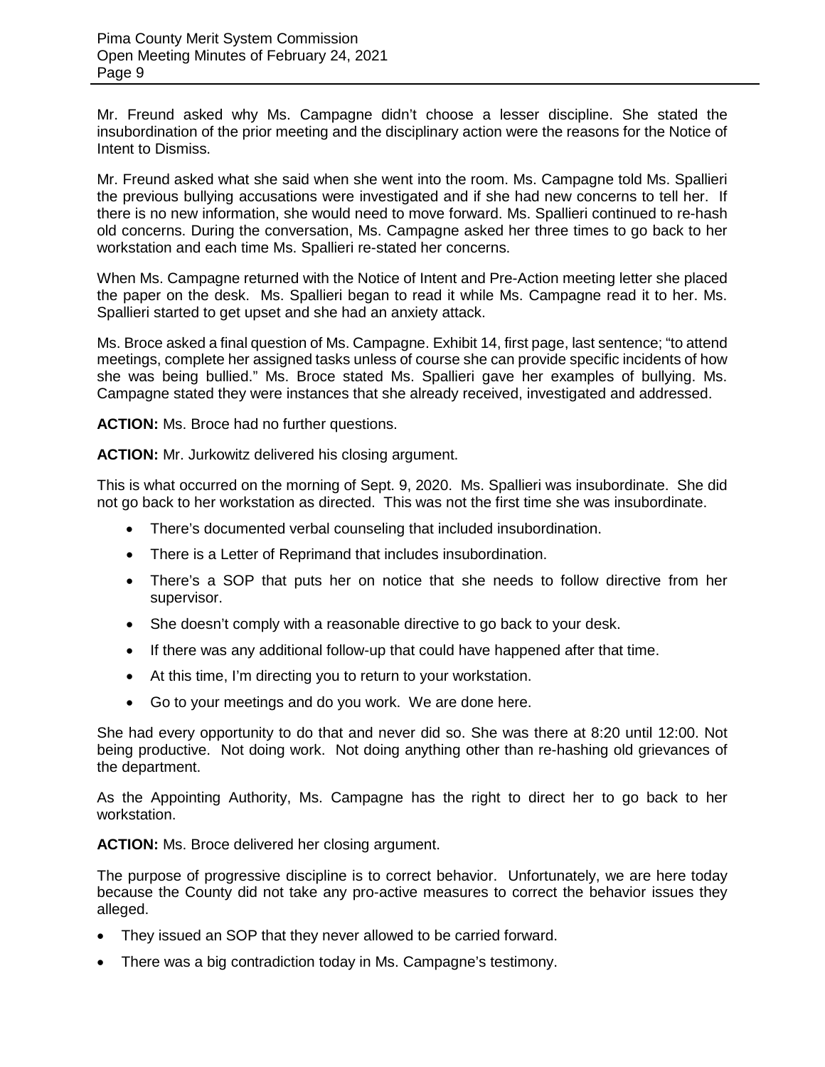Mr. Freund asked why Ms. Campagne didn't choose a lesser discipline. She stated the insubordination of the prior meeting and the disciplinary action were the reasons for the Notice of Intent to Dismiss.

Mr. Freund asked what she said when she went into the room. Ms. Campagne told Ms. Spallieri the previous bullying accusations were investigated and if she had new concerns to tell her. If there is no new information, she would need to move forward. Ms. Spallieri continued to re-hash old concerns. During the conversation, Ms. Campagne asked her three times to go back to her workstation and each time Ms. Spallieri re-stated her concerns.

When Ms. Campagne returned with the Notice of Intent and Pre-Action meeting letter she placed the paper on the desk. Ms. Spallieri began to read it while Ms. Campagne read it to her. Ms. Spallieri started to get upset and she had an anxiety attack.

Ms. Broce asked a final question of Ms. Campagne. Exhibit 14, first page, last sentence; "to attend meetings, complete her assigned tasks unless of course she can provide specific incidents of how she was being bullied." Ms. Broce stated Ms. Spallieri gave her examples of bullying. Ms. Campagne stated they were instances that she already received, investigated and addressed.

**ACTION:** Ms. Broce had no further questions.

**ACTION:** Mr. Jurkowitz delivered his closing argument.

This is what occurred on the morning of Sept. 9, 2020. Ms. Spallieri was insubordinate. She did not go back to her workstation as directed. This was not the first time she was insubordinate.

- There's documented verbal counseling that included insubordination.
- There is a Letter of Reprimand that includes insubordination.
- There's a SOP that puts her on notice that she needs to follow directive from her supervisor.
- She doesn't comply with a reasonable directive to go back to your desk.
- If there was any additional follow-up that could have happened after that time.
- At this time, I'm directing you to return to your workstation.
- Go to your meetings and do you work. We are done here.

She had every opportunity to do that and never did so. She was there at 8:20 until 12:00. Not being productive. Not doing work. Not doing anything other than re-hashing old grievances of the department.

As the Appointing Authority, Ms. Campagne has the right to direct her to go back to her workstation.

**ACTION:** Ms. Broce delivered her closing argument.

The purpose of progressive discipline is to correct behavior. Unfortunately, we are here today because the County did not take any pro-active measures to correct the behavior issues they alleged.

- They issued an SOP that they never allowed to be carried forward.
- There was a big contradiction today in Ms. Campagne's testimony.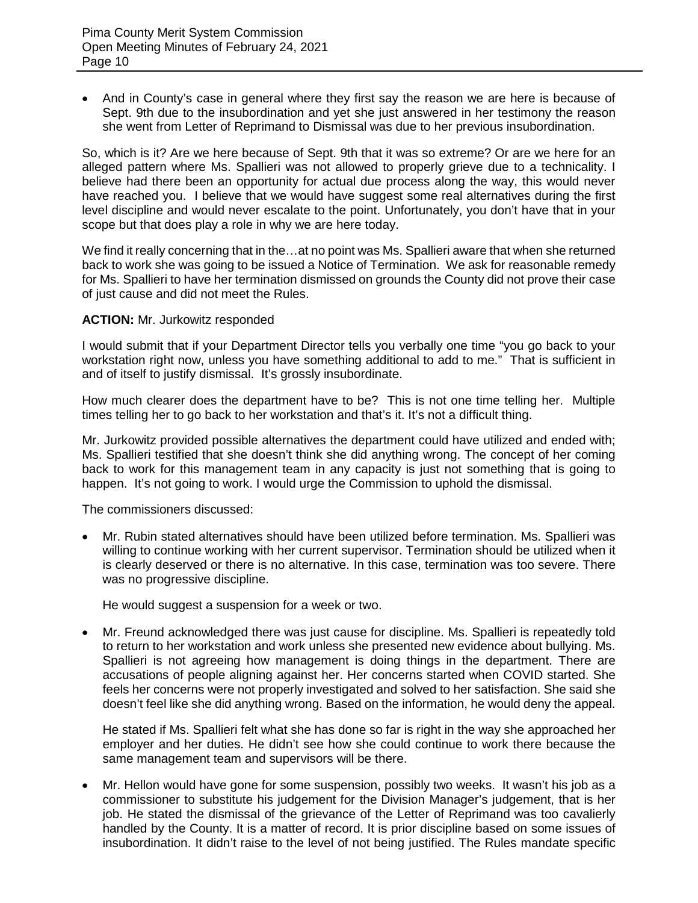- And in County's case in general where they first say the reason we are here is because of Sept. 9th due to the insubordination and yet she just answered in her testimony the reason she went from Letter of Reprimand to Dismissal was due to her previous insubordination.

So, which is it? Are we here because of Sept. 9th that it was so extreme? Or are we here for an alleged pattern where Ms. Spallieri was not allowed to properly grieve due to a technicality. I believe had there been an opportunity for actual due process along the way, this would never have reached you. I believe that we would have suggest some real alternatives during the first level discipline and would never escalate to the point. Unfortunately, you don't have that in your scope but that does play a role in why we are here today.

We find it really concerning that in the…at no point was Ms. Spallieri aware that when she returned back to work she was going to be issued a Notice of Termination. We ask for reasonable remedy for Ms. Spallieri to have her termination dismissed on grounds the County did not prove their case of just cause and did not meet the Rules.

**ACTION:** Mr. Jurkowitz responded

I would submit that if your Department Director tells you verbally one time "you go back to your workstation right now, unless you have something additional to add to me." That is sufficient in and of itself to justify dismissal. It's grossly insubordinate.

How much clearer does the department have to be? This is not one time telling her. Multiple times telling her to go back to her workstation and that's it. It's not a difficult thing.

Mr. Jurkowitz provided possible alternatives the department could have utilized and ended with; Ms. Spallieri testified that she doesn't think she did anything wrong. The concept of her coming back to work for this management team in any capacity is just not something that is going to happen. It's not going to work. I would urge the Commission to uphold the dismissal.

The commissioners discussed:

- Mr. Rubin stated alternatives should have been utilized before termination. Ms. Spallieri was willing to continue working with her current supervisor. Termination should be utilized when it is clearly deserved or there is no alternative. In this case, termination was too severe. There was no progressive discipline.

  He would suggest a suspension for a week or two.

- Mr. Freund acknowledged there was just cause for discipline. Ms. Spallieri is repeatedly told to return to her workstation and work unless she presented new evidence about bullying. Ms. Spallieri is not agreeing how management is doing things in the department. There are accusations of people aligning against her. Her concerns started when COVID started. She feels her concerns were not properly investigated and solved to her satisfaction. She said she doesn't feel like she did anything wrong. Based on the information, he would deny the appeal.

  He stated if Ms. Spallieri felt what she has done so far is right in the way she approached her employer and her duties. He didn't see how she could continue to work there because the same management team and supervisors will be there.

- Mr. Hellon would have gone for some suspension, possibly two weeks. It wasn't his job as a commissioner to substitute his judgement for the Division Manager's judgement, that is her job. He stated the dismissal of the grievance of the Letter of Reprimand was too cavalierly handled by the County. It is a matter of record. It is prior discipline based on some issues of insubordination. It didn't raise to the level of not being justified. The Rules mandate specific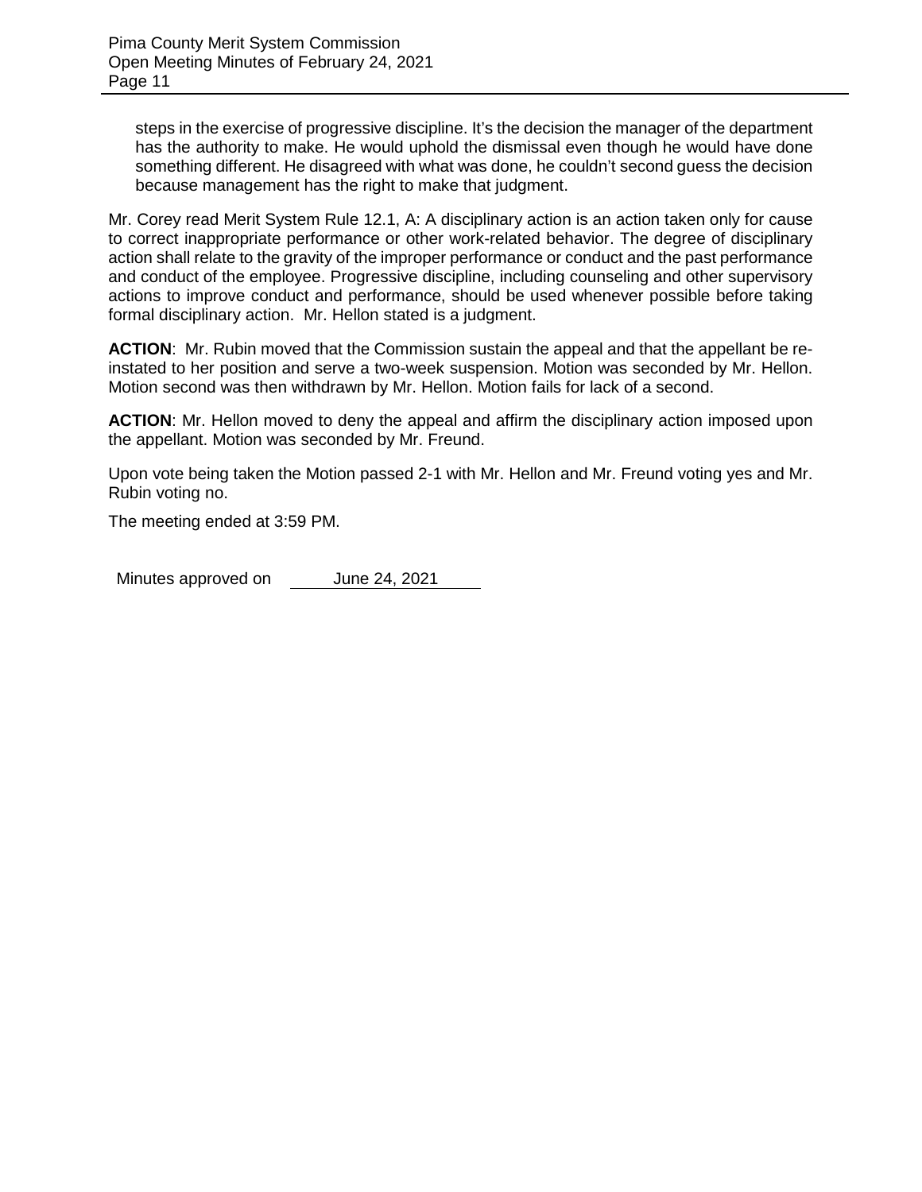steps in the exercise of progressive discipline. It's the decision the manager of the department has the authority to make. He would uphold the dismissal even though he would have done something different. He disagreed with what was done, he couldn't second guess the decision because management has the right to make that judgment.

Mr. Corey read Merit System Rule 12.1, A: A disciplinary action is an action taken only for cause to correct inappropriate performance or other work-related behavior. The degree of disciplinary action shall relate to the gravity of the improper performance or conduct and the past performance and conduct of the employee. Progressive discipline, including counseling and other supervisory actions to improve conduct and performance, should be used whenever possible before taking formal disciplinary action. Mr. Hellon stated is a judgment.

**ACTION**: Mr. Rubin moved that the Commission sustain the appeal and that the appellant be re-instated to her position and serve a two-week suspension. Motion was seconded by Mr. Hellon. Motion second was then withdrawn by Mr. Hellon. Motion fails for lack of a second.

**ACTION**: Mr. Hellon moved to deny the appeal and affirm the disciplinary action imposed upon the appellant. Motion was seconded by Mr. Freund.

Upon vote being taken the Motion passed 2-1 with Mr. Hellon and Mr. Freund voting yes and Mr. Rubin voting no.

The meeting ended at 3:59 PM.

Minutes approved on June 24, 2021